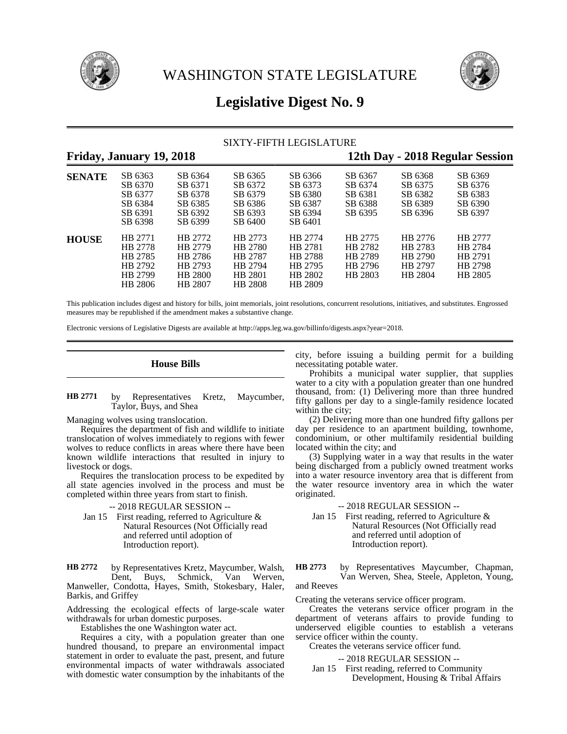# WASHINGTON STATE LEGISLATURE

## Legislative Digest No. 9

SIXTY-FIFTH LEGISLATURE

**Friday, January 19, 2018** **12th Day - 2018 Regular Session**

| | | | | | | | |
|---|---|---|---|---|---|---|---|
| **SENATE** | SB 6363 | SB 6364 | SB 6365 | SB 6366 | SB 6367 | SB 6368 | SB 6369 |
| | SB 6370 | SB 6371 | SB 6372 | SB 6373 | SB 6374 | SB 6375 | SB 6376 |
| | SB 6377 | SB 6378 | SB 6379 | SB 6380 | SB 6381 | SB 6382 | SB 6383 |
| | SB 6384 | SB 6385 | SB 6386 | SB 6387 | SB 6388 | SB 6389 | SB 6390 |
| | SB 6391 | SB 6392 | SB 6393 | SB 6394 | SB 6395 | SB 6396 | SB 6397 |
| | SB 6398 | SB 6399 | SB 6400 | SB 6401 | | | |
| **HOUSE** | HB 2771 | HB 2772 | HB 2773 | HB 2774 | HB 2775 | HB 2776 | HB 2777 |
| | HB 2778 | HB 2779 | HB 2780 | HB 2781 | HB 2782 | HB 2783 | HB 2784 |
| | HB 2785 | HB 2786 | HB 2787 | HB 2788 | HB 2789 | HB 2790 | HB 2791 |
| | HB 2792 | HB 2793 | HB 2794 | HB 2795 | HB 2796 | HB 2797 | HB 2798 |
| | HB 2799 | HB 2800 | HB 2801 | HB 2802 | HB 2803 | HB 2804 | HB 2805 |
| | HB 2806 | HB 2807 | HB 2808 | HB 2809 | | | |

This publication includes digest and history for bills, joint memorials, joint resolutions, concurrent resolutions, initiatives, and substitutes. Engrossed measures may be republished if the amendment makes a substantive change.

Electronic versions of Legislative Digests are available at http://apps.leg.wa.gov/billinfo/digests.aspx?year=2018.

### House Bills

**HB 2771** by Representatives Kretz, Maycumber, Taylor, Buys, and Shea

Managing wolves using translocation.

Requires the department of fish and wildlife to initiate translocation of wolves immediately to regions with fewer wolves to reduce conflicts in areas where there have been known wildlife interactions that resulted in injury to livestock or dogs.

Requires the translocation process to be expedited by all state agencies involved in the process and must be completed within three years from start to finish.

-- 2018 REGULAR SESSION --

Jan 15 First reading, referred to Agriculture & Natural Resources (Not Officially read and referred until adoption of Introduction report).

**HB 2772** by Representatives Kretz, Maycumber, Walsh, Dent, Buys, Schmick, Van Werven, Manweller, Condotta, Hayes, Smith, Stokesbary, Haler, Barkis, and Griffey

Addressing the ecological effects of large-scale water withdrawals for urban domestic purposes.

Establishes the one Washington water act.

Requires a city, with a population greater than one hundred thousand, to prepare an environmental impact statement in order to evaluate the past, present, and future environmental impacts of water withdrawals associated with domestic water consumption by the inhabitants of the city, before issuing a building permit for a building necessitating potable water.

Prohibits a municipal water supplier, that supplies water to a city with a population greater than one hundred thousand, from: (1) Delivering more than three hundred fifty gallons per day to a single-family residence located within the city;

(2) Delivering more than one hundred fifty gallons per day per residence to an apartment building, townhome, condominium, or other multifamily residential building located within the city; and

(3) Supplying water in a way that results in the water being discharged from a publicly owned treatment works into a water resource inventory area that is different from the water resource inventory area in which the water originated.

-- 2018 REGULAR SESSION --

Jan 15 First reading, referred to Agriculture & Natural Resources (Not Officially read and referred until adoption of Introduction report).

**HB 2773** by Representatives Maycumber, Chapman, Van Werven, Shea, Steele, Appleton, Young, and Reeves

Creating the veterans service officer program.

Creates the veterans service officer program in the department of veterans affairs to provide funding to underserved eligible counties to establish a veterans service officer within the county.

Creates the veterans service officer fund.

-- 2018 REGULAR SESSION --

Jan 15 First reading, referred to Community Development, Housing & Tribal Affairs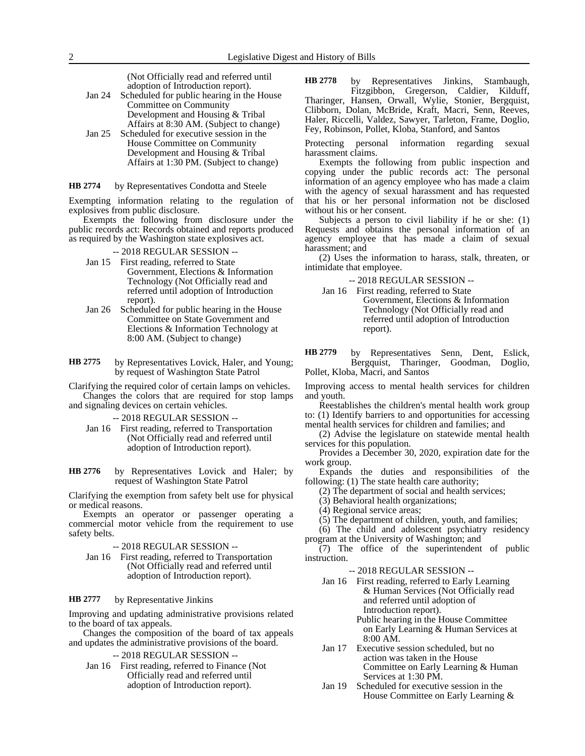(Not Officially read and referred until adoption of Introduction report).

Jan 24 Scheduled for public hearing in the House Committee on Community Development and Housing & Tribal Affairs at 8:30 AM. (Subject to change)

Jan 25 Scheduled for executive session in the House Committee on Community Development and Housing & Tribal Affairs at 1:30 PM. (Subject to change)

**HB 2774** by Representatives Condotta and Steele

Exempting information relating to the regulation of explosives from public disclosure.

Exempts the following from disclosure under the public records act: Records obtained and reports produced as required by the Washington state explosives act.

-- 2018 REGULAR SESSION --

Jan 15 First reading, referred to State Government, Elections & Information Technology (Not Officially read and referred until adoption of Introduction report).

Jan 26 Scheduled for public hearing in the House Committee on State Government and Elections & Information Technology at 8:00 AM. (Subject to change)

**HB 2775** by Representatives Lovick, Haler, and Young; by request of Washington State Patrol

Clarifying the required color of certain lamps on vehicles.

Changes the colors that are required for stop lamps and signaling devices on certain vehicles.

-- 2018 REGULAR SESSION --

Jan 16 First reading, referred to Transportation (Not Officially read and referred until adoption of Introduction report).

**HB 2776** by Representatives Lovick and Haler; by request of Washington State Patrol

Clarifying the exemption from safety belt use for physical or medical reasons.

Exempts an operator or passenger operating a commercial motor vehicle from the requirement to use safety belts.

-- 2018 REGULAR SESSION --

Jan 16 First reading, referred to Transportation (Not Officially read and referred until adoption of Introduction report).

**HB 2777** by Representative Jinkins

Improving and updating administrative provisions related to the board of tax appeals.

Changes the composition of the board of tax appeals and updates the administrative provisions of the board.

-- 2018 REGULAR SESSION --

Jan 16 First reading, referred to Finance (Not Officially read and referred until adoption of Introduction report).

**HB 2778** by Representatives Jinkins, Stambaugh, Fitzgibbon, Gregerson, Caldier, Kilduff, Tharinger, Hansen, Orwall, Wylie, Stonier, Bergquist, Clibborn, Dolan, McBride, Kraft, Macri, Senn, Reeves, Haler, Riccelli, Valdez, Sawyer, Tarleton, Frame, Doglio, Fey, Robinson, Pollet, Kloba, Stanford, and Santos

Protecting personal information regarding sexual harassment claims.

Exempts the following from public inspection and copying under the public records act: The personal information of an agency employee who has made a claim with the agency of sexual harassment and has requested that his or her personal information not be disclosed without his or her consent.

Subjects a person to civil liability if he or she: (1) Requests and obtains the personal information of an agency employee that has made a claim of sexual harassment; and

(2) Uses the information to harass, stalk, threaten, or intimidate that employee.

-- 2018 REGULAR SESSION --

Jan 16 First reading, referred to State Government, Elections & Information Technology (Not Officially read and referred until adoption of Introduction report).

**HB 2779** by Representatives Senn, Dent, Eslick, Bergquist, Tharinger, Goodman, Doglio, Pollet, Kloba, Macri, and Santos

Improving access to mental health services for children and youth.

Reestablishes the children's mental health work group to: (1) Identify barriers to and opportunities for accessing mental health services for children and families; and

(2) Advise the legislature on statewide mental health services for this population.

Provides a December 30, 2020, expiration date for the work group.

Expands the duties and responsibilities of the following: (1) The state health care authority;

(2) The department of social and health services;

(3) Behavioral health organizations;

(4) Regional service areas;

(5) The department of children, youth, and families;

(6) The child and adolescent psychiatry residency program at the University of Washington; and

(7) The office of the superintendent of public instruction.

-- 2018 REGULAR SESSION --

Jan 16 First reading, referred to Early Learning & Human Services (Not Officially read and referred until adoption of Introduction report).

Public hearing in the House Committee on Early Learning & Human Services at 8:00 AM.

Jan 17 Executive session scheduled, but no action was taken in the House Committee on Early Learning & Human Services at 1:30 PM.

Jan 19 Scheduled for executive session in the House Committee on Early Learning &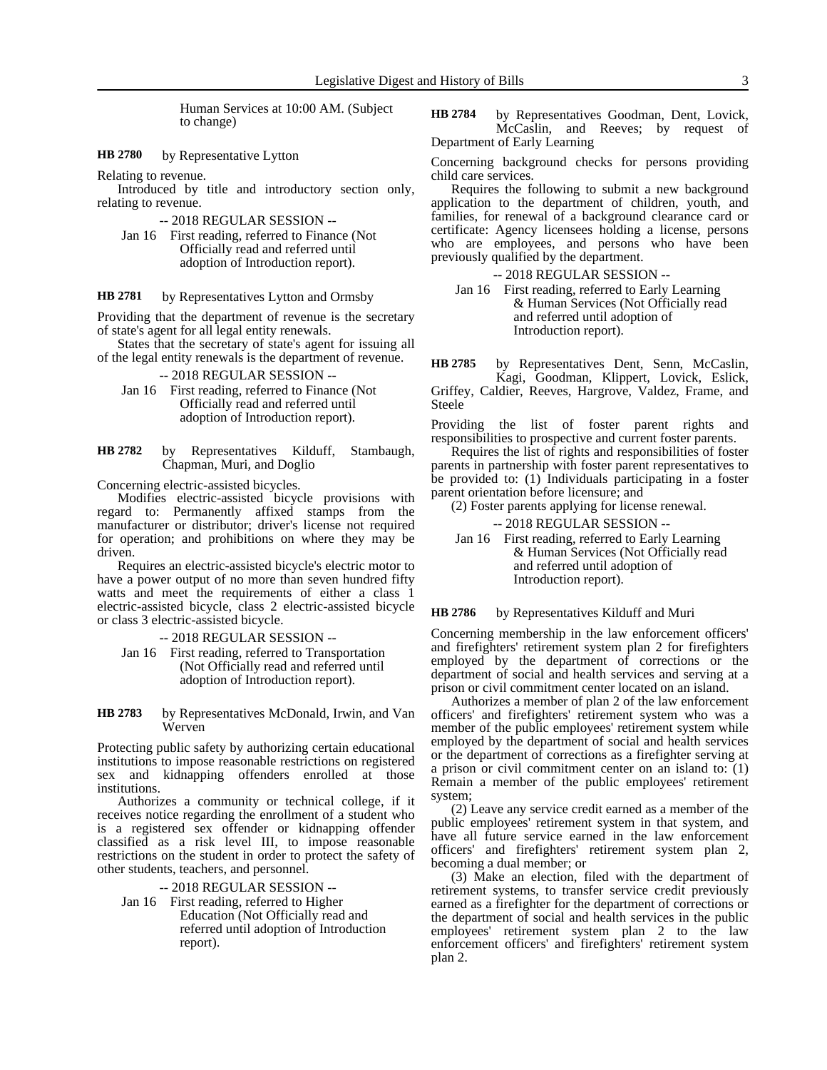Human Services at 10:00 AM. (Subject to change)

**HB 2780** by Representative Lytton

Relating to revenue.

Introduced by title and introductory section only, relating to revenue.

-- 2018 REGULAR SESSION --

Jan 16 First reading, referred to Finance (Not Officially read and referred until adoption of Introduction report).

**HB 2781** by Representatives Lytton and Ormsby

Providing that the department of revenue is the secretary of state's agent for all legal entity renewals.

States that the secretary of state's agent for issuing all of the legal entity renewals is the department of revenue.

-- 2018 REGULAR SESSION --

Jan 16 First reading, referred to Finance (Not Officially read and referred until adoption of Introduction report).

**HB 2782** by Representatives Kilduff, Stambaugh, Chapman, Muri, and Doglio

Concerning electric-assisted bicycles.

Modifies electric-assisted bicycle provisions with regard to: Permanently affixed stamps from the manufacturer or distributor; driver's license not required for operation; and prohibitions on where they may be driven.

Requires an electric-assisted bicycle's electric motor to have a power output of no more than seven hundred fifty watts and meet the requirements of either a class 1 electric-assisted bicycle, class 2 electric-assisted bicycle or class 3 electric-assisted bicycle.

-- 2018 REGULAR SESSION --

Jan 16 First reading, referred to Transportation (Not Officially read and referred until adoption of Introduction report).

**HB 2783** by Representatives McDonald, Irwin, and Van Werven

Protecting public safety by authorizing certain educational institutions to impose reasonable restrictions on registered sex and kidnapping offenders enrolled at those institutions.

Authorizes a community or technical college, if it receives notice regarding the enrollment of a student who is a registered sex offender or kidnapping offender classified as a risk level III, to impose reasonable restrictions on the student in order to protect the safety of other students, teachers, and personnel.

-- 2018 REGULAR SESSION --

Jan 16 First reading, referred to Higher Education (Not Officially read and referred until adoption of Introduction report).

**HB 2784** by Representatives Goodman, Dent, Lovick, McCaslin, and Reeves; by request of Department of Early Learning

Concerning background checks for persons providing child care services.

Requires the following to submit a new background application to the department of children, youth, and families, for renewal of a background clearance card or certificate: Agency licensees holding a license, persons who are employees, and persons who have been previously qualified by the department.

-- 2018 REGULAR SESSION --

Jan 16 First reading, referred to Early Learning & Human Services (Not Officially read and referred until adoption of Introduction report).

**HB 2785** by Representatives Dent, Senn, McCaslin, Kagi, Goodman, Klippert, Lovick, Eslick, Griffey, Caldier, Reeves, Hargrove, Valdez, Frame, and Steele

Providing the list of foster parent rights and responsibilities to prospective and current foster parents.

Requires the list of rights and responsibilities of foster parents in partnership with foster parent representatives to be provided to: (1) Individuals participating in a foster parent orientation before licensure; and

(2) Foster parents applying for license renewal.

-- 2018 REGULAR SESSION --

Jan 16 First reading, referred to Early Learning & Human Services (Not Officially read and referred until adoption of Introduction report).

**HB 2786** by Representatives Kilduff and Muri

Concerning membership in the law enforcement officers' and firefighters' retirement system plan 2 for firefighters employed by the department of corrections or the department of social and health services and serving at a prison or civil commitment center located on an island.

Authorizes a member of plan 2 of the law enforcement officers' and firefighters' retirement system who was a member of the public employees' retirement system while employed by the department of social and health services or the department of corrections as a firefighter serving at a prison or civil commitment center on an island to: (1) Remain a member of the public employees' retirement system;

(2) Leave any service credit earned as a member of the public employees' retirement system in that system, and have all future service earned in the law enforcement officers' and firefighters' retirement system plan 2, becoming a dual member; or

(3) Make an election, filed with the department of retirement systems, to transfer service credit previously earned as a firefighter for the department of corrections or the department of social and health services in the public employees' retirement system plan 2 to the law enforcement officers' and firefighters' retirement system plan 2.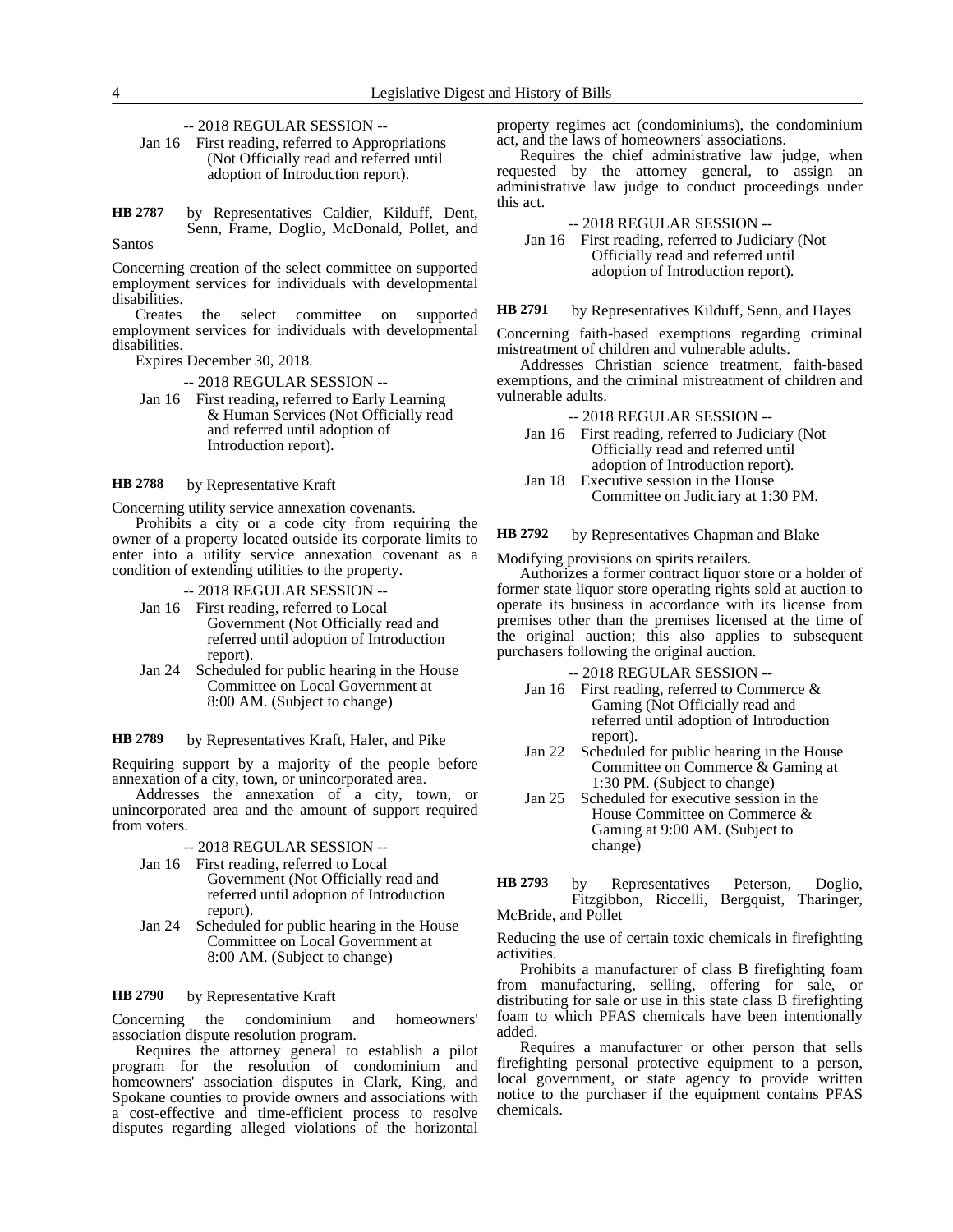-- 2018 REGULAR SESSION --

Jan 16 First reading, referred to Appropriations (Not Officially read and referred until adoption of Introduction report).

**HB 2787** by Representatives Caldier, Kilduff, Dent, Senn, Frame, Doglio, McDonald, Pollet, and Santos

Concerning creation of the select committee on supported employment services for individuals with developmental disabilities.

Creates the select committee on supported employment services for individuals with developmental disabilities.

Expires December 30, 2018.

-- 2018 REGULAR SESSION --

Jan 16 First reading, referred to Early Learning & Human Services (Not Officially read and referred until adoption of Introduction report).

**HB 2788** by Representative Kraft

Concerning utility service annexation covenants.

Prohibits a city or a code city from requiring the owner of a property located outside its corporate limits to enter into a utility service annexation covenant as a condition of extending utilities to the property.

-- 2018 REGULAR SESSION --

Jan 16 First reading, referred to Local Government (Not Officially read and referred until adoption of Introduction report).

Jan 24 Scheduled for public hearing in the House Committee on Local Government at 8:00 AM. (Subject to change)

**HB 2789** by Representatives Kraft, Haler, and Pike

Requiring support by a majority of the people before annexation of a city, town, or unincorporated area.

Addresses the annexation of a city, town, or unincorporated area and the amount of support required from voters.

-- 2018 REGULAR SESSION --

Jan 16 First reading, referred to Local Government (Not Officially read and referred until adoption of Introduction report).

Jan 24 Scheduled for public hearing in the House Committee on Local Government at 8:00 AM. (Subject to change)

**HB 2790** by Representative Kraft

Concerning the condominium and homeowners' association dispute resolution program.

Requires the attorney general to establish a pilot program for the resolution of condominium and homeowners' association disputes in Clark, King, and Spokane counties to provide owners and associations with a cost-effective and time-efficient process to resolve disputes regarding alleged violations of the horizontal property regimes act (condominiums), the condominium act, and the laws of homeowners' associations.

Requires the chief administrative law judge, when requested by the attorney general, to assign an administrative law judge to conduct proceedings under this act.

-- 2018 REGULAR SESSION --

Jan 16 First reading, referred to Judiciary (Not Officially read and referred until adoption of Introduction report).

**HB 2791** by Representatives Kilduff, Senn, and Hayes

Concerning faith-based exemptions regarding criminal mistreatment of children and vulnerable adults.

Addresses Christian science treatment, faith-based exemptions, and the criminal mistreatment of children and vulnerable adults.

-- 2018 REGULAR SESSION --

Jan 16 First reading, referred to Judiciary (Not Officially read and referred until adoption of Introduction report).

Jan 18 Executive session in the House Committee on Judiciary at 1:30 PM.

**HB 2792** by Representatives Chapman and Blake

Modifying provisions on spirits retailers.

Authorizes a former contract liquor store or a holder of former state liquor store operating rights sold at auction to operate its business in accordance with its license from premises other than the premises licensed at the time of the original auction; this also applies to subsequent purchasers following the original auction.

-- 2018 REGULAR SESSION --

Jan 16 First reading, referred to Commerce & Gaming (Not Officially read and referred until adoption of Introduction report).

Jan 22 Scheduled for public hearing in the House Committee on Commerce & Gaming at 1:30 PM. (Subject to change)

Jan 25 Scheduled for executive session in the House Committee on Commerce & Gaming at 9:00 AM. (Subject to change)

**HB 2793** by Representatives Peterson, Doglio, Fitzgibbon, Riccelli, Bergquist, Tharinger, McBride, and Pollet

Reducing the use of certain toxic chemicals in firefighting activities.

Prohibits a manufacturer of class B firefighting foam from manufacturing, selling, offering for sale, or distributing for sale or use in this state class B firefighting foam to which PFAS chemicals have been intentionally added.

Requires a manufacturer or other person that sells firefighting personal protective equipment to a person, local government, or state agency to provide written notice to the purchaser if the equipment contains PFAS chemicals.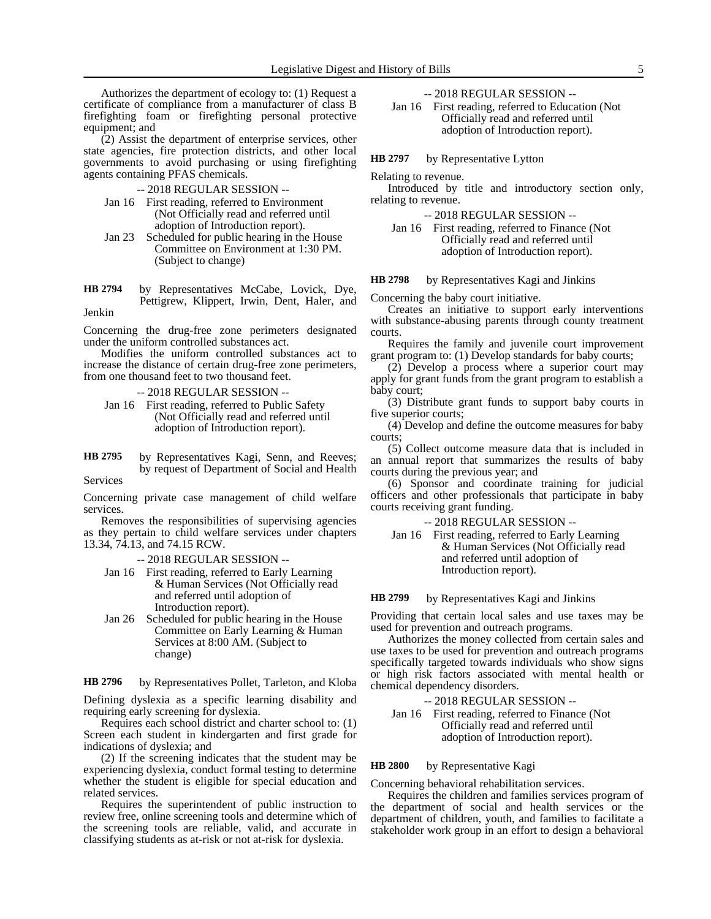Authorizes the department of ecology to: (1) Request a certificate of compliance from a manufacturer of class B firefighting foam or firefighting personal protective equipment; and

(2) Assist the department of enterprise services, other state agencies, fire protection districts, and other local governments to avoid purchasing or using firefighting agents containing PFAS chemicals.

-- 2018 REGULAR SESSION --

Jan 16 First reading, referred to Environment (Not Officially read and referred until adoption of Introduction report).

Jan 23 Scheduled for public hearing in the House Committee on Environment at 1:30 PM. (Subject to change)

**HB 2794** by Representatives McCabe, Lovick, Dye, Pettigrew, Klippert, Irwin, Dent, Haler, and Jenkin

Concerning the drug-free zone perimeters designated under the uniform controlled substances act.

Modifies the uniform controlled substances act to increase the distance of certain drug-free zone perimeters, from one thousand feet to two thousand feet.

-- 2018 REGULAR SESSION --

Jan 16 First reading, referred to Public Safety (Not Officially read and referred until adoption of Introduction report).

**HB 2795** by Representatives Kagi, Senn, and Reeves; by request of Department of Social and Health Services

Concerning private case management of child welfare services.

Removes the responsibilities of supervising agencies as they pertain to child welfare services under chapters 13.34, 74.13, and 74.15 RCW.

-- 2018 REGULAR SESSION --

Jan 16 First reading, referred to Early Learning & Human Services (Not Officially read and referred until adoption of Introduction report).

Jan 26 Scheduled for public hearing in the House Committee on Early Learning & Human Services at 8:00 AM. (Subject to change)

**HB 2796** by Representatives Pollet, Tarleton, and Kloba

Defining dyslexia as a specific learning disability and requiring early screening for dyslexia.

Requires each school district and charter school to: (1) Screen each student in kindergarten and first grade for indications of dyslexia; and

(2) If the screening indicates that the student may be experiencing dyslexia, conduct formal testing to determine whether the student is eligible for special education and related services.

Requires the superintendent of public instruction to review free, online screening tools and determine which of the screening tools are reliable, valid, and accurate in classifying students as at-risk or not at-risk for dyslexia.

-- 2018 REGULAR SESSION --

Jan 16 First reading, referred to Education (Not Officially read and referred until adoption of Introduction report).

**HB 2797** by Representative Lytton

Relating to revenue.

Introduced by title and introductory section only, relating to revenue.

-- 2018 REGULAR SESSION --

Jan 16 First reading, referred to Finance (Not Officially read and referred until adoption of Introduction report).

**HB 2798** by Representatives Kagi and Jinkins

Concerning the baby court initiative.

Creates an initiative to support early interventions with substance-abusing parents through county treatment courts.

Requires the family and juvenile court improvement grant program to: (1) Develop standards for baby courts;

(2) Develop a process where a superior court may apply for grant funds from the grant program to establish a baby court;

(3) Distribute grant funds to support baby courts in five superior courts;

(4) Develop and define the outcome measures for baby courts;

(5) Collect outcome measure data that is included in an annual report that summarizes the results of baby courts during the previous year; and

(6) Sponsor and coordinate training for judicial officers and other professionals that participate in baby courts receiving grant funding.

-- 2018 REGULAR SESSION --

Jan 16 First reading, referred to Early Learning & Human Services (Not Officially read and referred until adoption of Introduction report).

**HB 2799** by Representatives Kagi and Jinkins

Providing that certain local sales and use taxes may be used for prevention and outreach programs.

Authorizes the money collected from certain sales and use taxes to be used for prevention and outreach programs specifically targeted towards individuals who show signs or high risk factors associated with mental health or chemical dependency disorders.

-- 2018 REGULAR SESSION --

Jan 16 First reading, referred to Finance (Not Officially read and referred until adoption of Introduction report).

**HB 2800** by Representative Kagi

Concerning behavioral rehabilitation services.

Requires the children and families services program of the department of social and health services or the department of children, youth, and families to facilitate a stakeholder work group in an effort to design a behavioral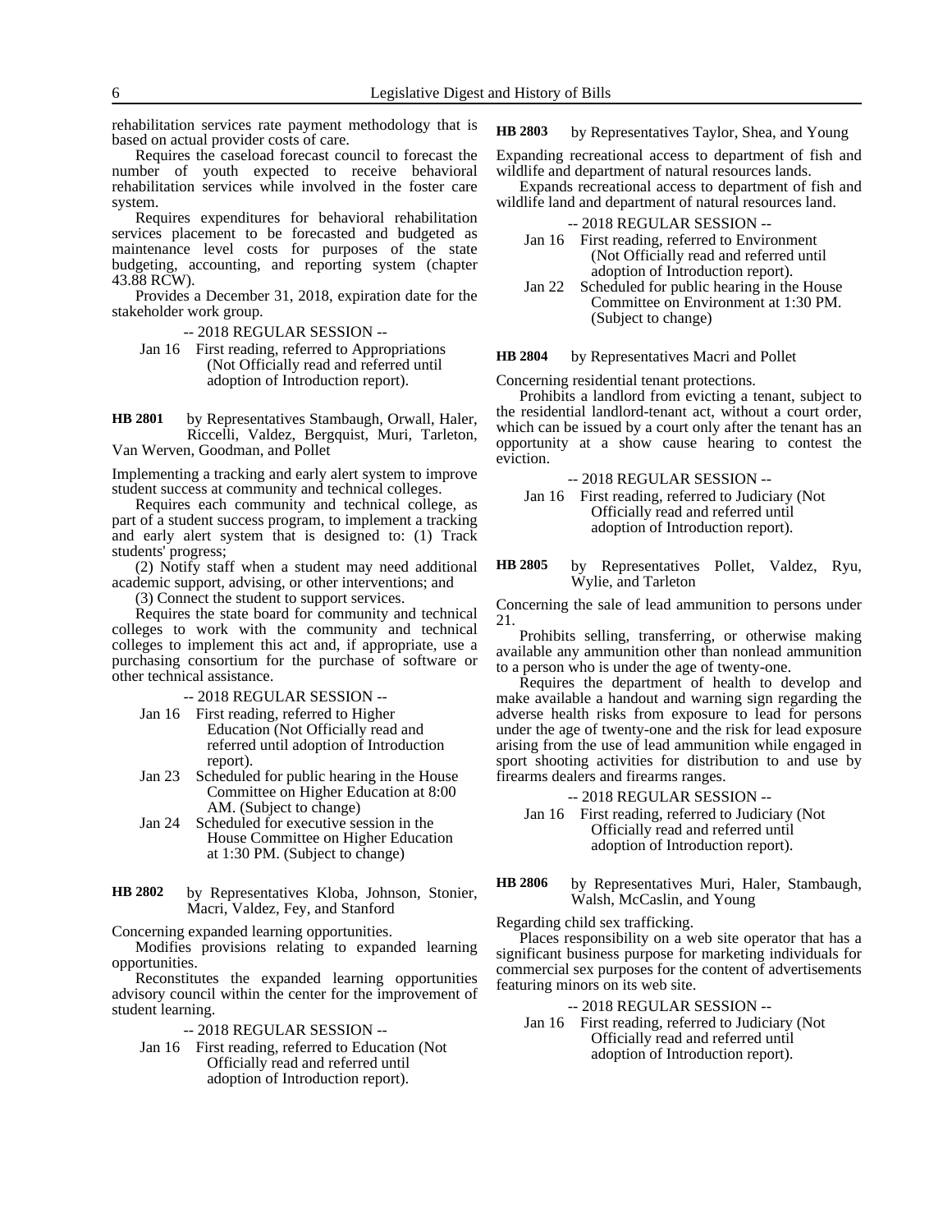rehabilitation services rate payment methodology that is based on actual provider costs of care.

Requires the caseload forecast council to forecast the number of youth expected to receive behavioral rehabilitation services while involved in the foster care system.

Requires expenditures for behavioral rehabilitation services placement to be forecasted and budgeted as maintenance level costs for purposes of the state budgeting, accounting, and reporting system (chapter 43.88 RCW).

Provides a December 31, 2018, expiration date for the stakeholder work group.

-- 2018 REGULAR SESSION --

Jan 16 First reading, referred to Appropriations (Not Officially read and referred until adoption of Introduction report).

**HB 2801** by Representatives Stambaugh, Orwall, Haler, Riccelli, Valdez, Bergquist, Muri, Tarleton, Van Werven, Goodman, and Pollet

Implementing a tracking and early alert system to improve student success at community and technical colleges.

Requires each community and technical college, as part of a student success program, to implement a tracking and early alert system that is designed to: (1) Track students' progress;

(2) Notify staff when a student may need additional academic support, advising, or other interventions; and

(3) Connect the student to support services.

Requires the state board for community and technical colleges to work with the community and technical colleges to implement this act and, if appropriate, use a purchasing consortium for the purchase of software or other technical assistance.

-- 2018 REGULAR SESSION --

Jan 16 First reading, referred to Higher Education (Not Officially read and referred until adoption of Introduction report).

Jan 23 Scheduled for public hearing in the House Committee on Higher Education at 8:00 AM. (Subject to change)

Jan 24 Scheduled for executive session in the House Committee on Higher Education at 1:30 PM. (Subject to change)

**HB 2802** by Representatives Kloba, Johnson, Stonier, Macri, Valdez, Fey, and Stanford

Concerning expanded learning opportunities.

Modifies provisions relating to expanded learning opportunities.

Reconstitutes the expanded learning opportunities advisory council within the center for the improvement of student learning.

-- 2018 REGULAR SESSION --

Jan 16 First reading, referred to Education (Not Officially read and referred until adoption of Introduction report).

**HB 2803** by Representatives Taylor, Shea, and Young

Expanding recreational access to department of fish and wildlife and department of natural resources lands.

Expands recreational access to department of fish and wildlife land and department of natural resources land.

-- 2018 REGULAR SESSION --

Jan 16 First reading, referred to Environment (Not Officially read and referred until adoption of Introduction report).

Jan 22 Scheduled for public hearing in the House Committee on Environment at 1:30 PM. (Subject to change)

**HB 2804** by Representatives Macri and Pollet

Concerning residential tenant protections.

Prohibits a landlord from evicting a tenant, subject to the residential landlord-tenant act, without a court order, which can be issued by a court only after the tenant has an opportunity at a show cause hearing to contest the eviction.

-- 2018 REGULAR SESSION --

Jan 16 First reading, referred to Judiciary (Not Officially read and referred until adoption of Introduction report).

**HB 2805** by Representatives Pollet, Valdez, Ryu, Wylie, and Tarleton

Concerning the sale of lead ammunition to persons under 21.

Prohibits selling, transferring, or otherwise making available any ammunition other than nonlead ammunition to a person who is under the age of twenty-one.

Requires the department of health to develop and make available a handout and warning sign regarding the adverse health risks from exposure to lead for persons under the age of twenty-one and the risk for lead exposure arising from the use of lead ammunition while engaged in sport shooting activities for distribution to and use by firearms dealers and firearms ranges.

-- 2018 REGULAR SESSION --

Jan 16 First reading, referred to Judiciary (Not Officially read and referred until adoption of Introduction report).

**HB 2806** by Representatives Muri, Haler, Stambaugh, Walsh, McCaslin, and Young

Regarding child sex trafficking.

Places responsibility on a web site operator that has a significant business purpose for marketing individuals for commercial sex purposes for the content of advertisements featuring minors on its web site.

-- 2018 REGULAR SESSION --

Jan 16 First reading, referred to Judiciary (Not Officially read and referred until adoption of Introduction report).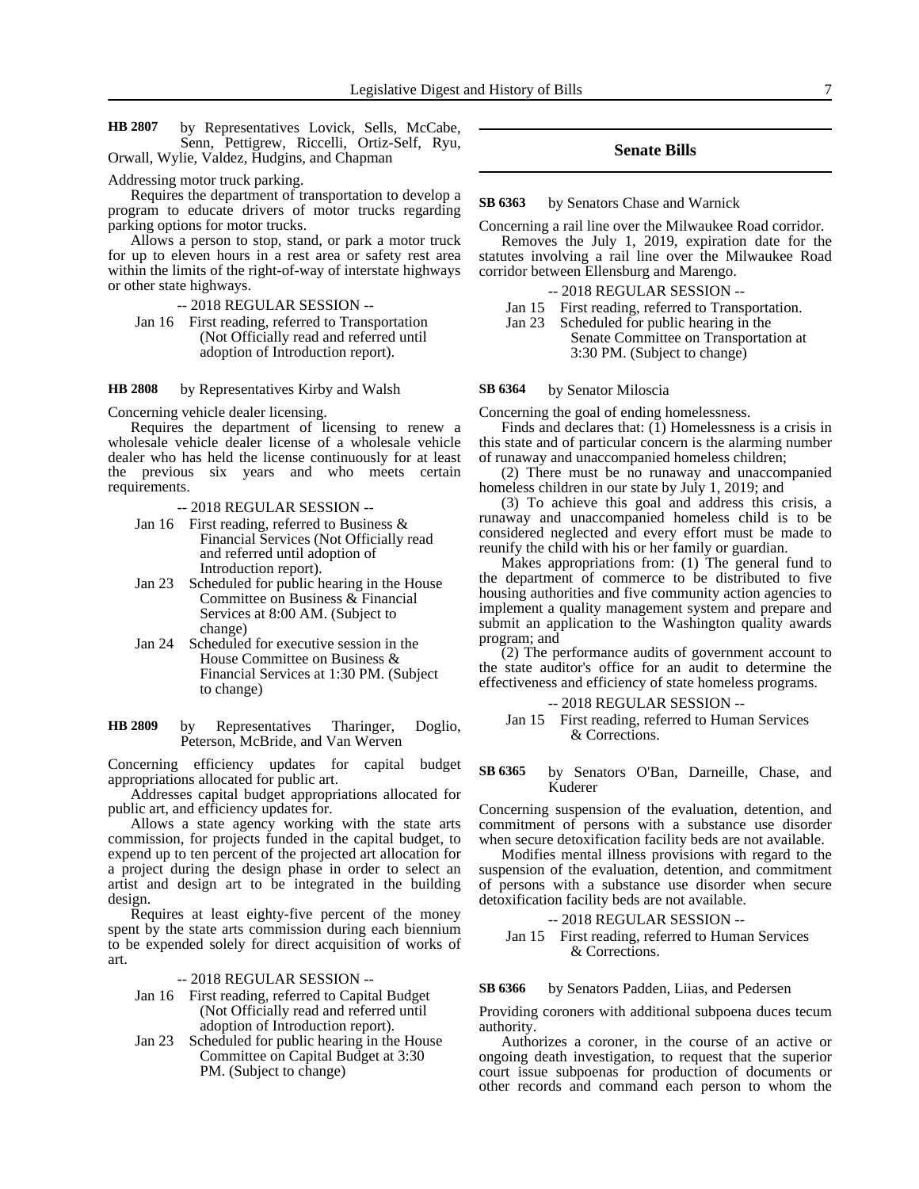**HB 2807** by Representatives Lovick, Sells, McCabe, Senn, Pettigrew, Riccelli, Ortiz-Self, Ryu, Orwall, Wylie, Valdez, Hudgins, and Chapman

Addressing motor truck parking.

Requires the department of transportation to develop a program to educate drivers of motor trucks regarding parking options for motor trucks.

Allows a person to stop, stand, or park a motor truck for up to eleven hours in a rest area or safety rest area within the limits of the right-of-way of interstate highways or other state highways.

-- 2018 REGULAR SESSION --

Jan 16 First reading, referred to Transportation (Not Officially read and referred until adoption of Introduction report).

**HB 2808** by Representatives Kirby and Walsh

Concerning vehicle dealer licensing.

Requires the department of licensing to renew a wholesale vehicle dealer license of a wholesale vehicle dealer who has held the license continuously for at least the previous six years and who meets certain requirements.

-- 2018 REGULAR SESSION --

Jan 16 First reading, referred to Business & Financial Services (Not Officially read and referred until adoption of Introduction report).

Jan 23 Scheduled for public hearing in the House Committee on Business & Financial Services at 8:00 AM. (Subject to change)

Jan 24 Scheduled for executive session in the House Committee on Business & Financial Services at 1:30 PM. (Subject to change)

**HB 2809** by Representatives Tharinger, Doglio, Peterson, McBride, and Van Werven

Concerning efficiency updates for capital budget appropriations allocated for public art.

Addresses capital budget appropriations allocated for public art, and efficiency updates for.

Allows a state agency working with the state arts commission, for projects funded in the capital budget, to expend up to ten percent of the projected art allocation for a project during the design phase in order to select an artist and design art to be integrated in the building design.

Requires at least eighty-five percent of the money spent by the state arts commission during each biennium to be expended solely for direct acquisition of works of art.

-- 2018 REGULAR SESSION --

Jan 16 First reading, referred to Capital Budget (Not Officially read and referred until adoption of Introduction report).

Jan 23 Scheduled for public hearing in the House Committee on Capital Budget at 3:30 PM. (Subject to change)

## Senate Bills

**SB 6363** by Senators Chase and Warnick

Concerning a rail line over the Milwaukee Road corridor.

Removes the July 1, 2019, expiration date for the statutes involving a rail line over the Milwaukee Road corridor between Ellensburg and Marengo.

-- 2018 REGULAR SESSION --

Jan 15 First reading, referred to Transportation.

Jan 23 Scheduled for public hearing in the Senate Committee on Transportation at 3:30 PM. (Subject to change)

**SB 6364** by Senator Miloscia

Concerning the goal of ending homelessness.

Finds and declares that: (1) Homelessness is a crisis in this state and of particular concern is the alarming number of runaway and unaccompanied homeless children;

(2) There must be no runaway and unaccompanied homeless children in our state by July 1, 2019; and

(3) To achieve this goal and address this crisis, a runaway and unaccompanied homeless child is to be considered neglected and every effort must be made to reunify the child with his or her family or guardian.

Makes appropriations from: (1) The general fund to the department of commerce to be distributed to five housing authorities and five community action agencies to implement a quality management system and prepare and submit an application to the Washington quality awards program; and

(2) The performance audits of government account to the state auditor's office for an audit to determine the effectiveness and efficiency of state homeless programs.

-- 2018 REGULAR SESSION --

Jan 15 First reading, referred to Human Services & Corrections.

**SB 6365** by Senators O'Ban, Darneille, Chase, and Kuderer

Concerning suspension of the evaluation, detention, and commitment of persons with a substance use disorder when secure detoxification facility beds are not available.

Modifies mental illness provisions with regard to the suspension of the evaluation, detention, and commitment of persons with a substance use disorder when secure detoxification facility beds are not available.

-- 2018 REGULAR SESSION --

Jan 15 First reading, referred to Human Services & Corrections.

**SB 6366** by Senators Padden, Liias, and Pedersen

Providing coroners with additional subpoena duces tecum authority.

Authorizes a coroner, in the course of an active or ongoing death investigation, to request that the superior court issue subpoenas for production of documents or other records and command each person to whom the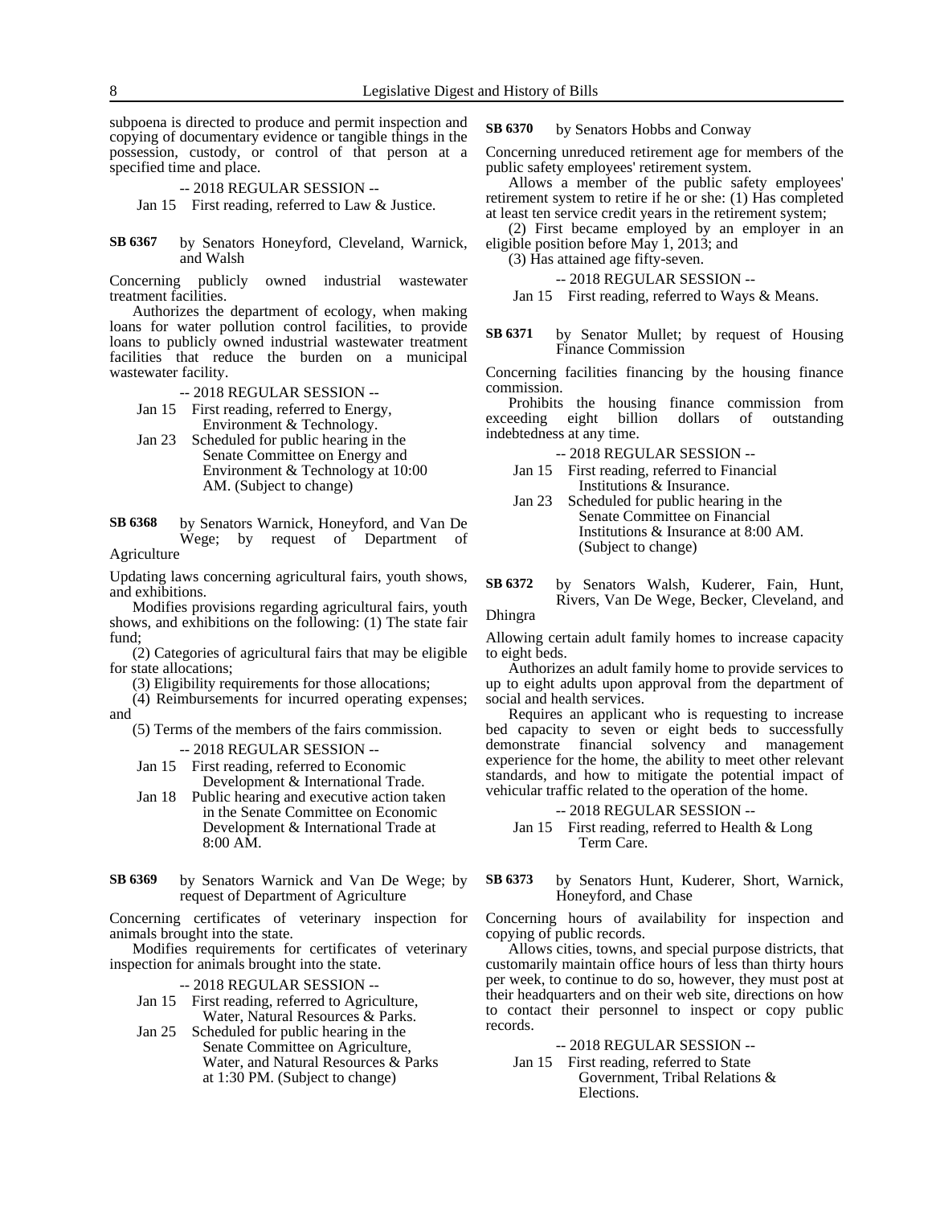subpoena is directed to produce and permit inspection and copying of documentary evidence or tangible things in the possession, custody, or control of that person at a specified time and place.

-- 2018 REGULAR SESSION --

Jan 15 First reading, referred to Law & Justice.

**SB 6367** by Senators Honeyford, Cleveland, Warnick, and Walsh

Concerning publicly owned industrial wastewater treatment facilities.

Authorizes the department of ecology, when making loans for water pollution control facilities, to provide loans to publicly owned industrial wastewater treatment facilities that reduce the burden on a municipal wastewater facility.

-- 2018 REGULAR SESSION --

Jan 15 First reading, referred to Energy, Environment & Technology.

Jan 23 Scheduled for public hearing in the Senate Committee on Energy and Environment & Technology at 10:00 AM. (Subject to change)

**SB 6368** by Senators Warnick, Honeyford, and Van De Wege; by request of Department of Agriculture

Updating laws concerning agricultural fairs, youth shows, and exhibitions.

Modifies provisions regarding agricultural fairs, youth shows, and exhibitions on the following: (1) The state fair fund;

(2) Categories of agricultural fairs that may be eligible for state allocations;

(3) Eligibility requirements for those allocations;

(4) Reimbursements for incurred operating expenses; and

(5) Terms of the members of the fairs commission.

-- 2018 REGULAR SESSION --

Jan 15 First reading, referred to Economic Development & International Trade.

Jan 18 Public hearing and executive action taken in the Senate Committee on Economic Development & International Trade at 8:00 AM.

**SB 6369** by Senators Warnick and Van De Wege; by request of Department of Agriculture

Concerning certificates of veterinary inspection for animals brought into the state.

Modifies requirements for certificates of veterinary inspection for animals brought into the state.

-- 2018 REGULAR SESSION --

Jan 15 First reading, referred to Agriculture, Water, Natural Resources & Parks.

Jan 25 Scheduled for public hearing in the Senate Committee on Agriculture, Water, and Natural Resources & Parks at 1:30 PM. (Subject to change)

**SB 6370** by Senators Hobbs and Conway

Concerning unreduced retirement age for members of the public safety employees' retirement system.

Allows a member of the public safety employees' retirement system to retire if he or she: (1) Has completed at least ten service credit years in the retirement system;

(2) First became employed by an employer in an eligible position before May 1, 2013; and

(3) Has attained age fifty-seven.

-- 2018 REGULAR SESSION --

Jan 15 First reading, referred to Ways & Means.

**SB 6371** by Senator Mullet; by request of Housing Finance Commission

Concerning facilities financing by the housing finance commission.

Prohibits the housing finance commission from exceeding eight billion dollars of outstanding indebtedness at any time.

-- 2018 REGULAR SESSION --

Jan 15 First reading, referred to Financial Institutions & Insurance.

Jan 23 Scheduled for public hearing in the Senate Committee on Financial Institutions & Insurance at 8:00 AM. (Subject to change)

**SB 6372** by Senators Walsh, Kuderer, Fain, Hunt, Rivers, Van De Wege, Becker, Cleveland, and Dhingra

Allowing certain adult family homes to increase capacity to eight beds.

Authorizes an adult family home to provide services to up to eight adults upon approval from the department of social and health services.

Requires an applicant who is requesting to increase bed capacity to seven or eight beds to successfully demonstrate financial solvency and management experience for the home, the ability to meet other relevant standards, and how to mitigate the potential impact of vehicular traffic related to the operation of the home.

-- 2018 REGULAR SESSION --

Jan 15 First reading, referred to Health & Long Term Care.

**SB 6373** by Senators Hunt, Kuderer, Short, Warnick, Honeyford, and Chase

Concerning hours of availability for inspection and copying of public records.

Allows cities, towns, and special purpose districts, that customarily maintain office hours of less than thirty hours per week, to continue to do so, however, they must post at their headquarters and on their web site, directions on how to contact their personnel to inspect or copy public records.

-- 2018 REGULAR SESSION --

Jan 15 First reading, referred to State Government, Tribal Relations & Elections.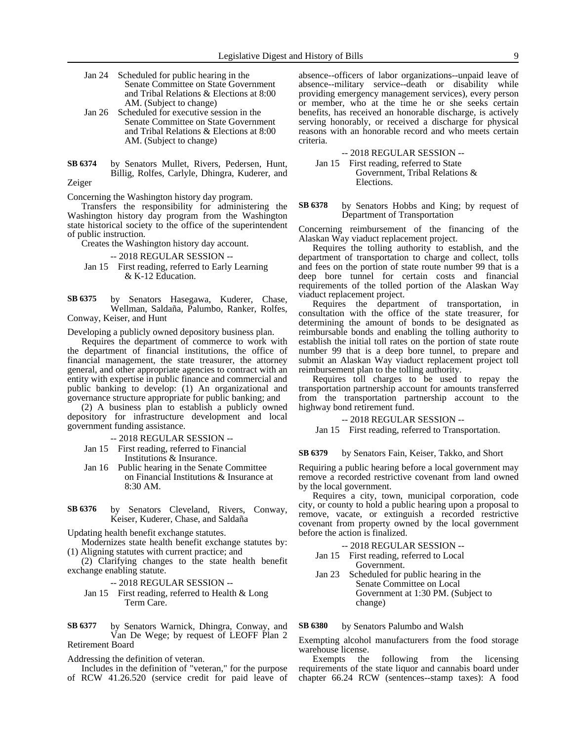Jan 24 Scheduled for public hearing in the Senate Committee on State Government and Tribal Relations & Elections at 8:00 AM. (Subject to change)

Jan 26 Scheduled for executive session in the Senate Committee on State Government and Tribal Relations & Elections at 8:00 AM. (Subject to change)

**SB 6374** by Senators Mullet, Rivers, Pedersen, Hunt, Billig, Rolfes, Carlyle, Dhingra, Kuderer, and Zeiger

Concerning the Washington history day program.

Transfers the responsibility for administering the Washington history day program from the Washington state historical society to the office of the superintendent of public instruction.

Creates the Washington history day account.

-- 2018 REGULAR SESSION --

Jan 15 First reading, referred to Early Learning & K-12 Education.

**SB 6375** by Senators Hasegawa, Kuderer, Chase, Wellman, Saldaña, Palumbo, Ranker, Rolfes, Conway, Keiser, and Hunt

Developing a publicly owned depository business plan.

Requires the department of commerce to work with the department of financial institutions, the office of financial management, the state treasurer, the attorney general, and other appropriate agencies to contract with an entity with expertise in public finance and commercial and public banking to develop: (1) An organizational and governance structure appropriate for public banking; and

(2) A business plan to establish a publicly owned depository for infrastructure development and local government funding assistance.

-- 2018 REGULAR SESSION --

Jan 15 First reading, referred to Financial Institutions & Insurance.

Jan 16 Public hearing in the Senate Committee on Financial Institutions & Insurance at 8:30 AM.

**SB 6376** by Senators Cleveland, Rivers, Conway, Keiser, Kuderer, Chase, and Saldaña

Updating health benefit exchange statutes.

Modernizes state health benefit exchange statutes by: (1) Aligning statutes with current practice; and

(2) Clarifying changes to the state health benefit exchange enabling statute.

-- 2018 REGULAR SESSION --

Jan 15 First reading, referred to Health & Long Term Care.

**SB 6377** by Senators Warnick, Dhingra, Conway, and Van De Wege; by request of LEOFF Plan 2 Retirement Board

Addressing the definition of veteran.

Includes in the definition of "veteran," for the purpose of RCW 41.26.520 (service credit for paid leave of absence--officers of labor organizations--unpaid leave of absence--military service--death or disability while providing emergency management services), every person or member, who at the time he or she seeks certain benefits, has received an honorable discharge, is actively serving honorably, or received a discharge for physical reasons with an honorable record and who meets certain criteria.

-- 2018 REGULAR SESSION --

Jan 15 First reading, referred to State Government, Tribal Relations & Elections.

**SB 6378** by Senators Hobbs and King; by request of Department of Transportation

Concerning reimbursement of the financing of the Alaskan Way viaduct replacement project.

Requires the tolling authority to establish, and the department of transportation to charge and collect, tolls and fees on the portion of state route number 99 that is a deep bore tunnel for certain costs and financial requirements of the tolled portion of the Alaskan Way viaduct replacement project.

Requires the department of transportation, in consultation with the office of the state treasurer, for determining the amount of bonds to be designated as reimbursable bonds and enabling the tolling authority to establish the initial toll rates on the portion of state route number 99 that is a deep bore tunnel, to prepare and submit an Alaskan Way viaduct replacement project toll reimbursement plan to the tolling authority.

Requires toll charges to be used to repay the transportation partnership account for amounts transferred from the transportation partnership account to the highway bond retirement fund.

-- 2018 REGULAR SESSION --

Jan 15 First reading, referred to Transportation.

**SB 6379** by Senators Fain, Keiser, Takko, and Short

Requiring a public hearing before a local government may remove a recorded restrictive covenant from land owned by the local government.

Requires a city, town, municipal corporation, code city, or county to hold a public hearing upon a proposal to remove, vacate, or extinguish a recorded restrictive covenant from property owned by the local government before the action is finalized.

-- 2018 REGULAR SESSION --

Jan 15 First reading, referred to Local Government.

Jan 23 Scheduled for public hearing in the Senate Committee on Local Government at 1:30 PM. (Subject to change)

**SB 6380** by Senators Palumbo and Walsh

Exempting alcohol manufacturers from the food storage warehouse license.

Exempts the following from the licensing requirements of the state liquor and cannabis board under chapter 66.24 RCW (sentences--stamp taxes): A food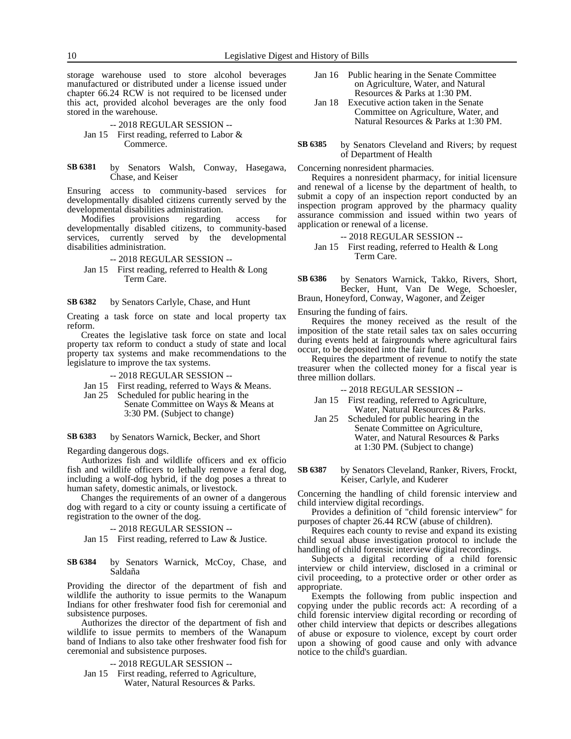storage warehouse used to store alcohol beverages manufactured or distributed under a license issued under chapter 66.24 RCW is not required to be licensed under this act, provided alcohol beverages are the only food stored in the warehouse.

-- 2018 REGULAR SESSION --

Jan 15 First reading, referred to Labor & Commerce.

**SB 6381** by Senators Walsh, Conway, Hasegawa, Chase, and Keiser

Ensuring access to community-based services for developmentally disabled citizens currently served by the developmental disabilities administration.

Modifies provisions regarding access for developmentally disabled citizens, to community-based services, currently served by the developmental disabilities administration.

-- 2018 REGULAR SESSION --

Jan 15 First reading, referred to Health & Long Term Care.

**SB 6382** by Senators Carlyle, Chase, and Hunt

Creating a task force on state and local property tax reform.

Creates the legislative task force on state and local property tax reform to conduct a study of state and local property tax systems and make recommendations to the legislature to improve the tax systems.

-- 2018 REGULAR SESSION --

Jan 15 First reading, referred to Ways & Means.

Jan 25 Scheduled for public hearing in the Senate Committee on Ways & Means at 3:30 PM. (Subject to change)

**SB 6383** by Senators Warnick, Becker, and Short

Regarding dangerous dogs.

Authorizes fish and wildlife officers and ex officio fish and wildlife officers to lethally remove a feral dog, including a wolf-dog hybrid, if the dog poses a threat to human safety, domestic animals, or livestock.

Changes the requirements of an owner of a dangerous dog with regard to a city or county issuing a certificate of registration to the owner of the dog.

-- 2018 REGULAR SESSION --

Jan 15 First reading, referred to Law & Justice.

**SB 6384** by Senators Warnick, McCoy, Chase, and Saldaña

Providing the director of the department of fish and wildlife the authority to issue permits to the Wanapum Indians for other freshwater food fish for ceremonial and subsistence purposes.

Authorizes the director of the department of fish and wildlife to issue permits to members of the Wanapum band of Indians to also take other freshwater food fish for ceremonial and subsistence purposes.

-- 2018 REGULAR SESSION --

Jan 15 First reading, referred to Agriculture, Water, Natural Resources & Parks.

Jan 16 Public hearing in the Senate Committee on Agriculture, Water, and Natural Resources & Parks at 1:30 PM.

Jan 18 Executive action taken in the Senate Committee on Agriculture, Water, and Natural Resources & Parks at 1:30 PM.

**SB 6385** by Senators Cleveland and Rivers; by request of Department of Health

Concerning nonresident pharmacies.

Requires a nonresident pharmacy, for initial licensure and renewal of a license by the department of health, to submit a copy of an inspection report conducted by an inspection program approved by the pharmacy quality assurance commission and issued within two years of application or renewal of a license.

-- 2018 REGULAR SESSION --

Jan 15 First reading, referred to Health & Long Term Care.

**SB 6386** by Senators Warnick, Takko, Rivers, Short, Becker, Hunt, Van De Wege, Schoesler, Braun, Honeyford, Conway, Wagoner, and Zeiger

Ensuring the funding of fairs.

Requires the money received as the result of the imposition of the state retail sales tax on sales occurring during events held at fairgrounds where agricultural fairs occur, to be deposited into the fair fund.

Requires the department of revenue to notify the state treasurer when the collected money for a fiscal year is three million dollars.

-- 2018 REGULAR SESSION --

Jan 15 First reading, referred to Agriculture, Water, Natural Resources & Parks.

Jan 25 Scheduled for public hearing in the Senate Committee on Agriculture, Water, and Natural Resources & Parks at 1:30 PM. (Subject to change)

**SB 6387** by Senators Cleveland, Ranker, Rivers, Frockt, Keiser, Carlyle, and Kuderer

Concerning the handling of child forensic interview and child interview digital recordings.

Provides a definition of "child forensic interview" for purposes of chapter 26.44 RCW (abuse of children).

Requires each county to revise and expand its existing child sexual abuse investigation protocol to include the handling of child forensic interview digital recordings.

Subjects a digital recording of a child forensic interview or child interview, disclosed in a criminal or civil proceeding, to a protective order or other order as appropriate.

Exempts the following from public inspection and copying under the public records act: A recording of a child forensic interview digital recording or recording of other child interview that depicts or describes allegations of abuse or exposure to violence, except by court order upon a showing of good cause and only with advance notice to the child's guardian.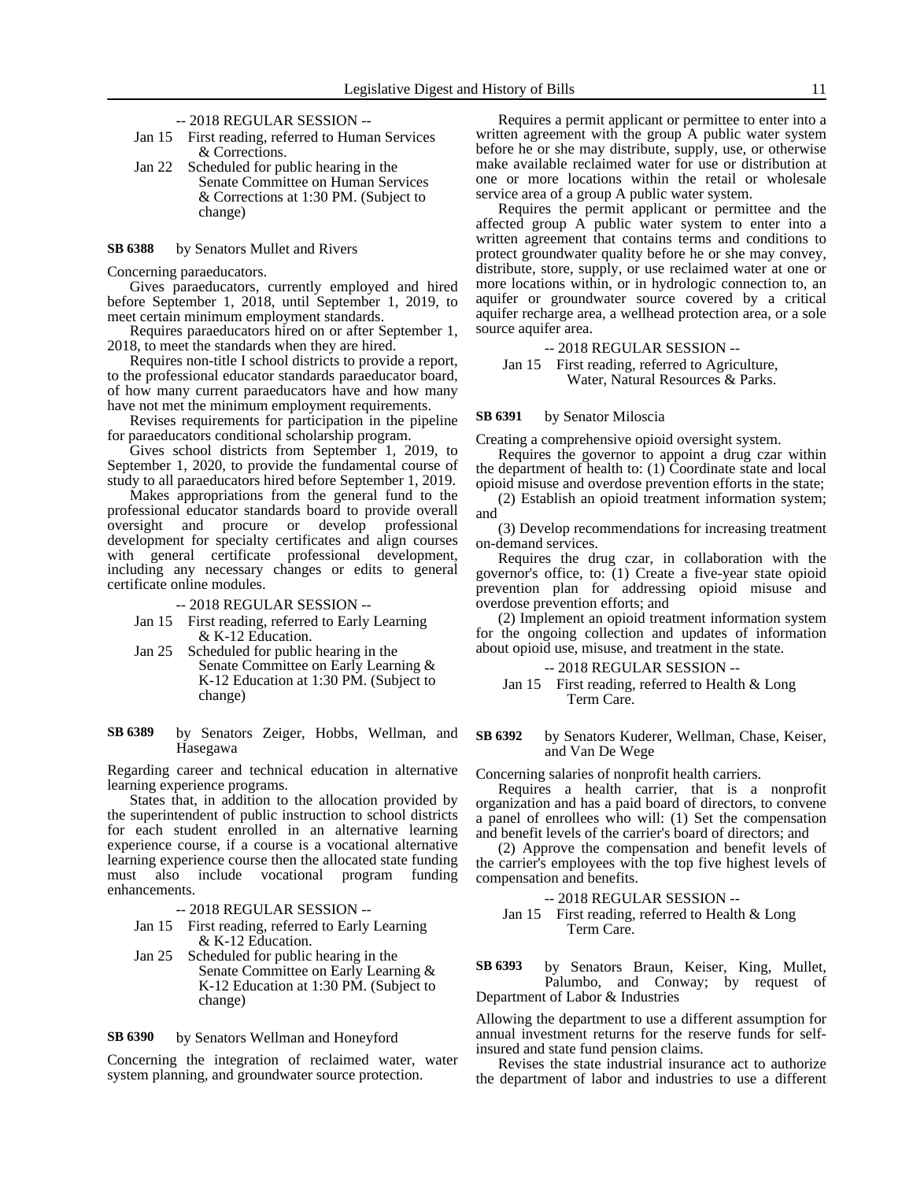-- 2018 REGULAR SESSION --

Jan 15 First reading, referred to Human Services & Corrections.

Jan 22 Scheduled for public hearing in the Senate Committee on Human Services & Corrections at 1:30 PM. (Subject to change)

**SB 6388** by Senators Mullet and Rivers

Concerning paraeducators.

Gives paraeducators, currently employed and hired before September 1, 2018, until September 1, 2019, to meet certain minimum employment standards.

Requires paraeducators hired on or after September 1, 2018, to meet the standards when they are hired.

Requires non-title I school districts to provide a report, to the professional educator standards paraeducator board, of how many current paraeducators have and how many have not met the minimum employment requirements.

Revises requirements for participation in the pipeline for paraeducators conditional scholarship program.

Gives school districts from September 1, 2019, to September 1, 2020, to provide the fundamental course of study to all paraeducators hired before September 1, 2019.

Makes appropriations from the general fund to the professional educator standards board to provide overall oversight and procure or develop professional development for specialty certificates and align courses with general certificate professional development, including any necessary changes or edits to general certificate online modules.

-- 2018 REGULAR SESSION --

Jan 15 First reading, referred to Early Learning & K-12 Education.

Jan 25 Scheduled for public hearing in the Senate Committee on Early Learning & K-12 Education at 1:30 PM. (Subject to change)

**SB 6389** by Senators Zeiger, Hobbs, Wellman, and Hasegawa

Regarding career and technical education in alternative learning experience programs.

States that, in addition to the allocation provided by the superintendent of public instruction to school districts for each student enrolled in an alternative learning experience course, if a course is a vocational alternative learning experience course then the allocated state funding must also include vocational program funding enhancements.

-- 2018 REGULAR SESSION --

Jan 15 First reading, referred to Early Learning & K-12 Education.

Jan 25 Scheduled for public hearing in the Senate Committee on Early Learning & K-12 Education at 1:30 PM. (Subject to change)

**SB 6390** by Senators Wellman and Honeyford

Concerning the integration of reclaimed water, water system planning, and groundwater source protection.

Requires a permit applicant or permittee to enter into a written agreement with the group A public water system before he or she may distribute, supply, use, or otherwise make available reclaimed water for use or distribution at one or more locations within the retail or wholesale service area of a group A public water system.

Requires the permit applicant or permittee and the affected group A public water system to enter into a written agreement that contains terms and conditions to protect groundwater quality before he or she may convey, distribute, store, supply, or use reclaimed water at one or more locations within, or in hydrologic connection to, an aquifer or groundwater source covered by a critical aquifer recharge area, a wellhead protection area, or a sole source aquifer area.

-- 2018 REGULAR SESSION --

Jan 15 First reading, referred to Agriculture, Water, Natural Resources & Parks.

**SB 6391** by Senator Miloscia

Creating a comprehensive opioid oversight system.

Requires the governor to appoint a drug czar within the department of health to: (1) Coordinate state and local opioid misuse and overdose prevention efforts in the state;

(2) Establish an opioid treatment information system; and

(3) Develop recommendations for increasing treatment on-demand services.

Requires the drug czar, in collaboration with the governor's office, to: (1) Create a five-year state opioid prevention plan for addressing opioid misuse and overdose prevention efforts; and

(2) Implement an opioid treatment information system for the ongoing collection and updates of information about opioid use, misuse, and treatment in the state.

-- 2018 REGULAR SESSION --

Jan 15 First reading, referred to Health & Long Term Care.

**SB 6392** by Senators Kuderer, Wellman, Chase, Keiser, and Van De Wege

Concerning salaries of nonprofit health carriers.

Requires a health carrier, that is a nonprofit organization and has a paid board of directors, to convene a panel of enrollees who will: (1) Set the compensation and benefit levels of the carrier's board of directors; and

(2) Approve the compensation and benefit levels of the carrier's employees with the top five highest levels of compensation and benefits.

-- 2018 REGULAR SESSION --

Jan 15 First reading, referred to Health & Long Term Care.

**SB 6393** by Senators Braun, Keiser, King, Mullet, Palumbo, and Conway; by request of Department of Labor & Industries

Allowing the department to use a different assumption for annual investment returns for the reserve funds for self-insured and state fund pension claims.

Revises the state industrial insurance act to authorize the department of labor and industries to use a different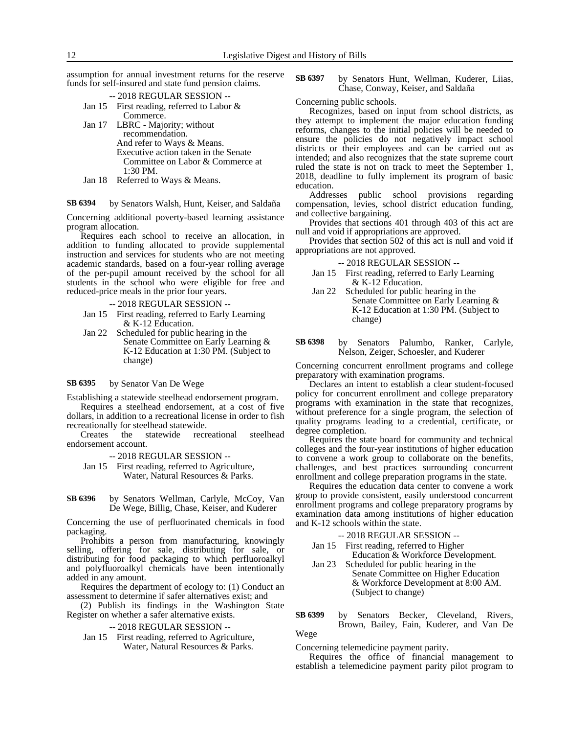assumption for annual investment returns for the reserve funds for self-insured and state fund pension claims.

-- 2018 REGULAR SESSION --

Jan 15 First reading, referred to Labor & Commerce.

Jan 17 LBRC - Majority; without recommendation.
And refer to Ways & Means.
Executive action taken in the Senate Committee on Labor & Commerce at 1:30 PM.

Jan 18 Referred to Ways & Means.

**SB 6394** by Senators Walsh, Hunt, Keiser, and Saldaña

Concerning additional poverty-based learning assistance program allocation.

Requires each school to receive an allocation, in addition to funding allocated to provide supplemental instruction and services for students who are not meeting academic standards, based on a four-year rolling average of the per-pupil amount received by the school for all students in the school who were eligible for free and reduced-price meals in the prior four years.

-- 2018 REGULAR SESSION --

Jan 15 First reading, referred to Early Learning & K-12 Education.

Jan 22 Scheduled for public hearing in the Senate Committee on Early Learning & K-12 Education at 1:30 PM. (Subject to change)

**SB 6395** by Senator Van De Wege

Establishing a statewide steelhead endorsement program.

Requires a steelhead endorsement, at a cost of five dollars, in addition to a recreational license in order to fish recreationally for steelhead statewide.

Creates the statewide recreational steelhead endorsement account.

-- 2018 REGULAR SESSION --

Jan 15 First reading, referred to Agriculture, Water, Natural Resources & Parks.

**SB 6396** by Senators Wellman, Carlyle, McCoy, Van De Wege, Billig, Chase, Keiser, and Kuderer

Concerning the use of perfluorinated chemicals in food packaging.

Prohibits a person from manufacturing, knowingly selling, offering for sale, distributing for sale, or distributing for food packaging to which perfluoroalkyl and polyfluoroalkyl chemicals have been intentionally added in any amount.

Requires the department of ecology to: (1) Conduct an assessment to determine if safer alternatives exist; and

(2) Publish its findings in the Washington State Register on whether a safer alternative exists.

-- 2018 REGULAR SESSION --

Jan 15 First reading, referred to Agriculture, Water, Natural Resources & Parks.

**SB 6397** by Senators Hunt, Wellman, Kuderer, Liias, Chase, Conway, Keiser, and Saldaña

Concerning public schools.

Recognizes, based on input from school districts, as they attempt to implement the major education funding reforms, changes to the initial policies will be needed to ensure the policies do not negatively impact school districts or their employees and can be carried out as intended; and also recognizes that the state supreme court ruled the state is not on track to meet the September 1, 2018, deadline to fully implement its program of basic education.

Addresses public school provisions regarding compensation, levies, school district education funding, and collective bargaining.

Provides that sections 401 through 403 of this act are null and void if appropriations are approved.

Provides that section 502 of this act is null and void if appropriations are not approved.

-- 2018 REGULAR SESSION --

Jan 15 First reading, referred to Early Learning & K-12 Education.

Jan 22 Scheduled for public hearing in the Senate Committee on Early Learning & K-12 Education at 1:30 PM. (Subject to change)

**SB 6398** by Senators Palumbo, Ranker, Carlyle, Nelson, Zeiger, Schoesler, and Kuderer

Concerning concurrent enrollment programs and college preparatory with examination programs.

Declares an intent to establish a clear student-focused policy for concurrent enrollment and college preparatory programs with examination in the state that recognizes, without preference for a single program, the selection of quality programs leading to a credential, certificate, or degree completion.

Requires the state board for community and technical colleges and the four-year institutions of higher education to convene a work group to collaborate on the benefits, challenges, and best practices surrounding concurrent enrollment and college preparation programs in the state.

Requires the education data center to convene a work group to provide consistent, easily understood concurrent enrollment programs and college preparatory programs by examination data among institutions of higher education and K-12 schools within the state.

-- 2018 REGULAR SESSION --

Jan 15 First reading, referred to Higher Education & Workforce Development.

Jan 23 Scheduled for public hearing in the Senate Committee on Higher Education & Workforce Development at 8:00 AM. (Subject to change)

**SB 6399** by Senators Becker, Cleveland, Rivers, Brown, Bailey, Fain, Kuderer, and Van De Wege

Concerning telemedicine payment parity.

Requires the office of financial management to establish a telemedicine payment parity pilot program to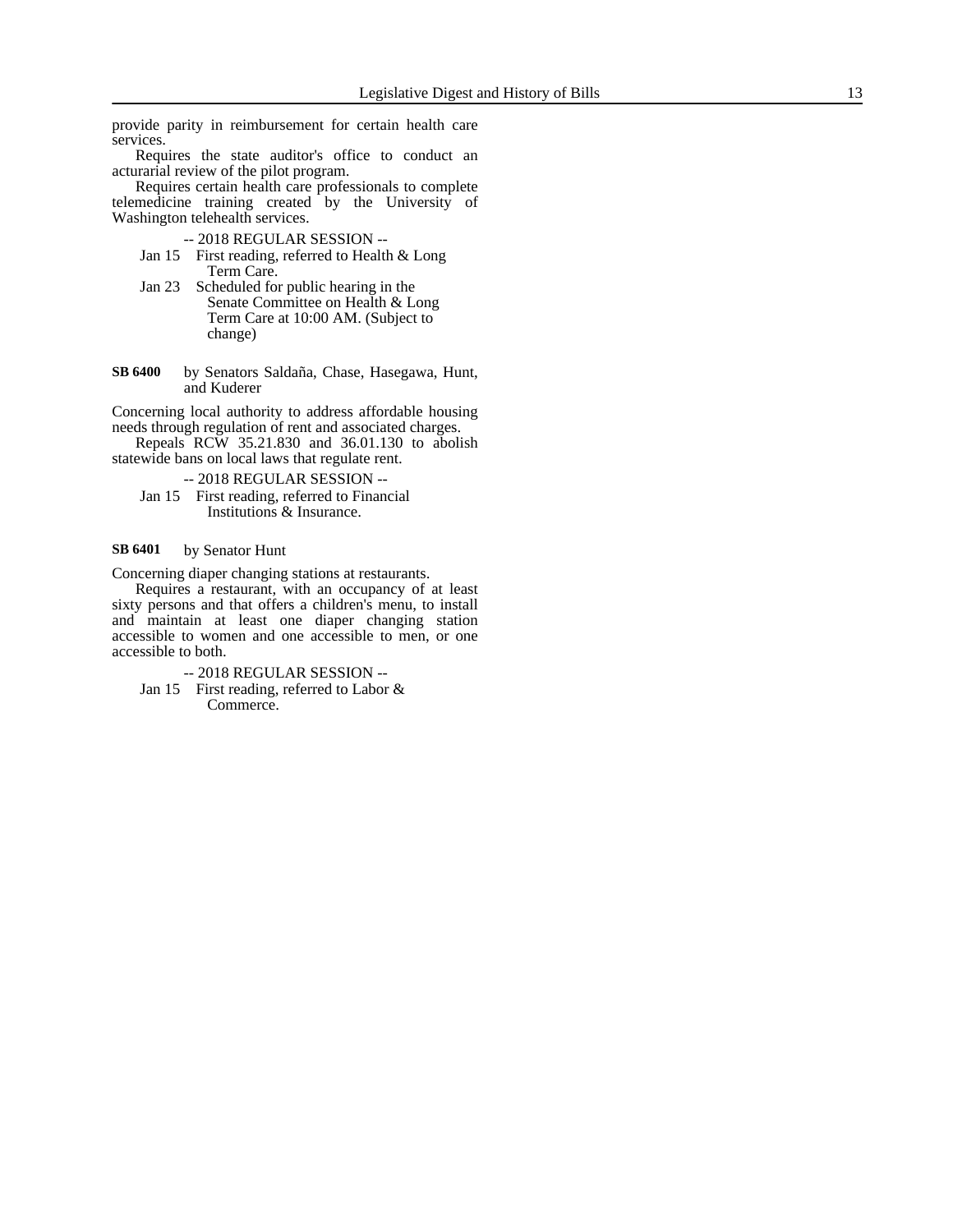provide parity in reimbursement for certain health care services.

Requires the state auditor's office to conduct an acturarial review of the pilot program.

Requires certain health care professionals to complete telemedicine training created by the University of Washington telehealth services.

-- 2018 REGULAR SESSION --

Jan 15 First reading, referred to Health & Long Term Care.

Jan 23 Scheduled for public hearing in the Senate Committee on Health & Long Term Care at 10:00 AM. (Subject to change)

**SB 6400** by Senators Saldaña, Chase, Hasegawa, Hunt, and Kuderer

Concerning local authority to address affordable housing needs through regulation of rent and associated charges.

Repeals RCW 35.21.830 and 36.01.130 to abolish statewide bans on local laws that regulate rent.

-- 2018 REGULAR SESSION --

Jan 15 First reading, referred to Financial Institutions & Insurance.

**SB 6401** by Senator Hunt

Concerning diaper changing stations at restaurants.

Requires a restaurant, with an occupancy of at least sixty persons and that offers a children's menu, to install and maintain at least one diaper changing station accessible to women and one accessible to men, or one accessible to both.

-- 2018 REGULAR SESSION --

Jan 15 First reading, referred to Labor & Commerce.